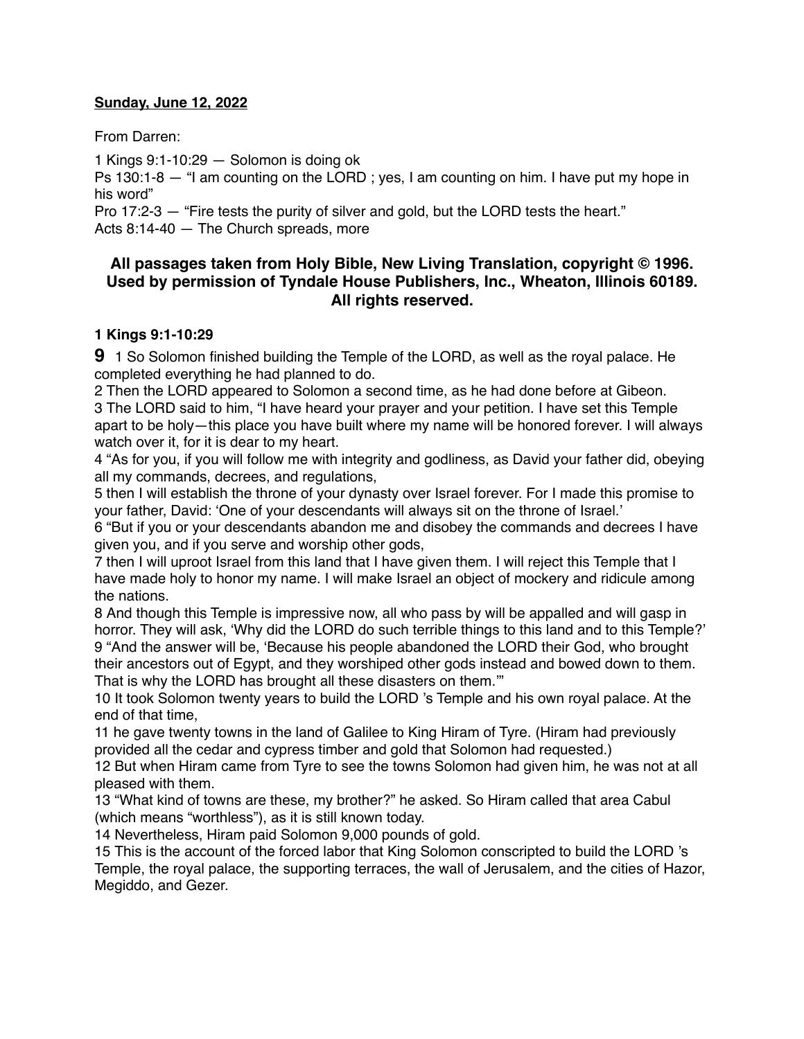**Sunday, June 12, 2022**

From Darren:

1 Kings 9:1-10:29 — Solomon is doing ok
Ps 130:1-8 — "I am counting on the LORD ; yes, I am counting on him. I have put my hope in his word"
Pro 17:2-3 — "Fire tests the purity of silver and gold, but the LORD tests the heart."
Acts 8:14-40 — The Church spreads, more

**All passages taken from Holy Bible, New Living Translation, copyright © 1996. Used by permission of Tyndale House Publishers, Inc., Wheaton, Illinois 60189. All rights reserved.**

**1 Kings 9:1-10:29**

**9** 1 So Solomon finished building the Temple of the LORD, as well as the royal palace. He completed everything he had planned to do.
2 Then the LORD appeared to Solomon a second time, as he had done before at Gibeon.
3 The LORD said to him, "I have heard your prayer and your petition. I have set this Temple apart to be holy—this place you have built where my name will be honored forever. I will always watch over it, for it is dear to my heart.
4 "As for you, if you will follow me with integrity and godliness, as David your father did, obeying all my commands, decrees, and regulations,
5 then I will establish the throne of your dynasty over Israel forever. For I made this promise to your father, David: 'One of your descendants will always sit on the throne of Israel.'
6 "But if you or your descendants abandon me and disobey the commands and decrees I have given you, and if you serve and worship other gods,
7 then I will uproot Israel from this land that I have given them. I will reject this Temple that I have made holy to honor my name. I will make Israel an object of mockery and ridicule among the nations.
8 And though this Temple is impressive now, all who pass by will be appalled and will gasp in horror. They will ask, 'Why did the LORD do such terrible things to this land and to this Temple?'
9 "And the answer will be, 'Because his people abandoned the LORD their God, who brought their ancestors out of Egypt, and they worshiped other gods instead and bowed down to them. That is why the LORD has brought all these disasters on them.'"
10 It took Solomon twenty years to build the LORD 's Temple and his own royal palace. At the end of that time,
11 he gave twenty towns in the land of Galilee to King Hiram of Tyre. (Hiram had previously provided all the cedar and cypress timber and gold that Solomon had requested.)
12 But when Hiram came from Tyre to see the towns Solomon had given him, he was not at all pleased with them.
13 "What kind of towns are these, my brother?" he asked. So Hiram called that area Cabul (which means "worthless"), as it is still known today.
14 Nevertheless, Hiram paid Solomon 9,000 pounds of gold.
15 This is the account of the forced labor that King Solomon conscripted to build the LORD 's Temple, the royal palace, the supporting terraces, the wall of Jerusalem, and the cities of Hazor, Megiddo, and Gezer.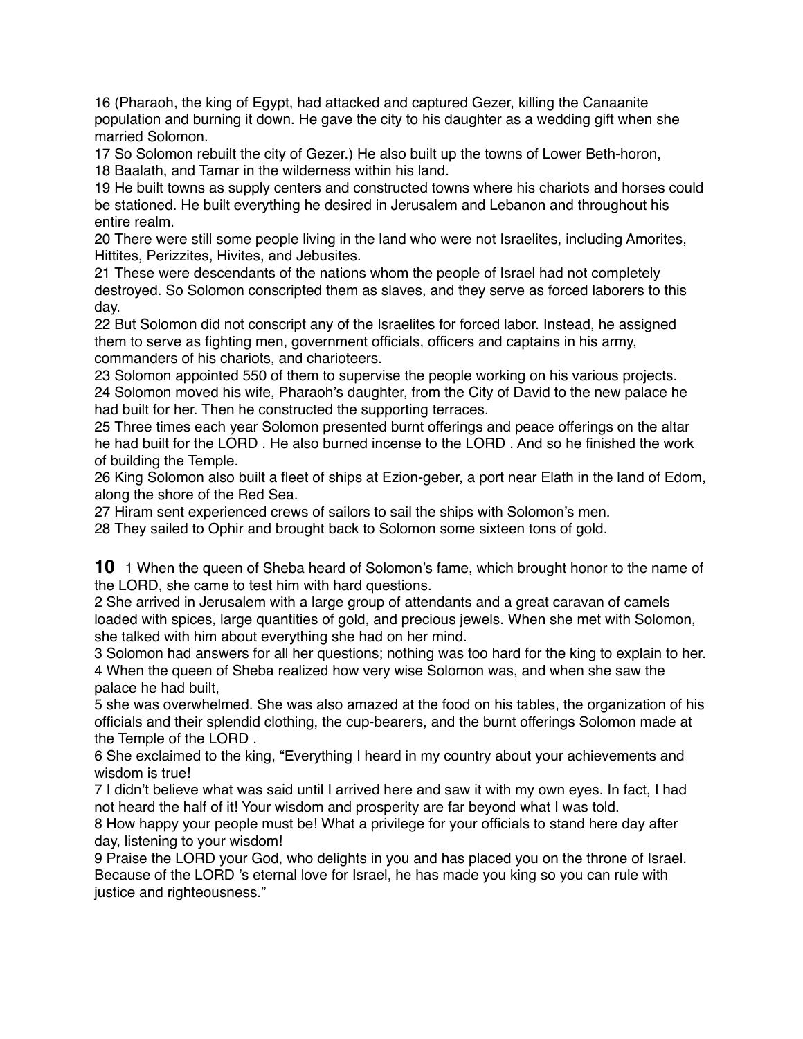16 (Pharaoh, the king of Egypt, had attacked and captured Gezer, killing the Canaanite population and burning it down. He gave the city to his daughter as a wedding gift when she married Solomon.

17 So Solomon rebuilt the city of Gezer.) He also built up the towns of Lower Beth-horon,

18 Baalath, and Tamar in the wilderness within his land.

19 He built towns as supply centers and constructed towns where his chariots and horses could be stationed. He built everything he desired in Jerusalem and Lebanon and throughout his entire realm.

20 There were still some people living in the land who were not Israelites, including Amorites, Hittites, Perizzites, Hivites, and Jebusites.

21 These were descendants of the nations whom the people of Israel had not completely destroyed. So Solomon conscripted them as slaves, and they serve as forced laborers to this day.

22 But Solomon did not conscript any of the Israelites for forced labor. Instead, he assigned them to serve as fighting men, government officials, officers and captains in his army, commanders of his chariots, and charioteers.

23 Solomon appointed 550 of them to supervise the people working on his various projects.

24 Solomon moved his wife, Pharaoh's daughter, from the City of David to the new palace he had built for her. Then he constructed the supporting terraces.

25 Three times each year Solomon presented burnt offerings and peace offerings on the altar he had built for the LORD . He also burned incense to the LORD . And so he finished the work of building the Temple.

26 King Solomon also built a fleet of ships at Ezion-geber, a port near Elath in the land of Edom, along the shore of the Red Sea.

27 Hiram sent experienced crews of sailors to sail the ships with Solomon's men.

28 They sailed to Ophir and brought back to Solomon some sixteen tons of gold.

**10** 1 When the queen of Sheba heard of Solomon's fame, which brought honor to the name of the LORD, she came to test him with hard questions.

2 She arrived in Jerusalem with a large group of attendants and a great caravan of camels loaded with spices, large quantities of gold, and precious jewels. When she met with Solomon, she talked with him about everything she had on her mind.

3 Solomon had answers for all her questions; nothing was too hard for the king to explain to her.

4 When the queen of Sheba realized how very wise Solomon was, and when she saw the palace he had built,

5 she was overwhelmed. She was also amazed at the food on his tables, the organization of his officials and their splendid clothing, the cup-bearers, and the burnt offerings Solomon made at the Temple of the LORD .

6 She exclaimed to the king, "Everything I heard in my country about your achievements and wisdom is true!

7 I didn't believe what was said until I arrived here and saw it with my own eyes. In fact, I had not heard the half of it! Your wisdom and prosperity are far beyond what I was told.

8 How happy your people must be! What a privilege for your officials to stand here day after day, listening to your wisdom!

9 Praise the LORD your God, who delights in you and has placed you on the throne of Israel. Because of the LORD 's eternal love for Israel, he has made you king so you can rule with justice and righteousness."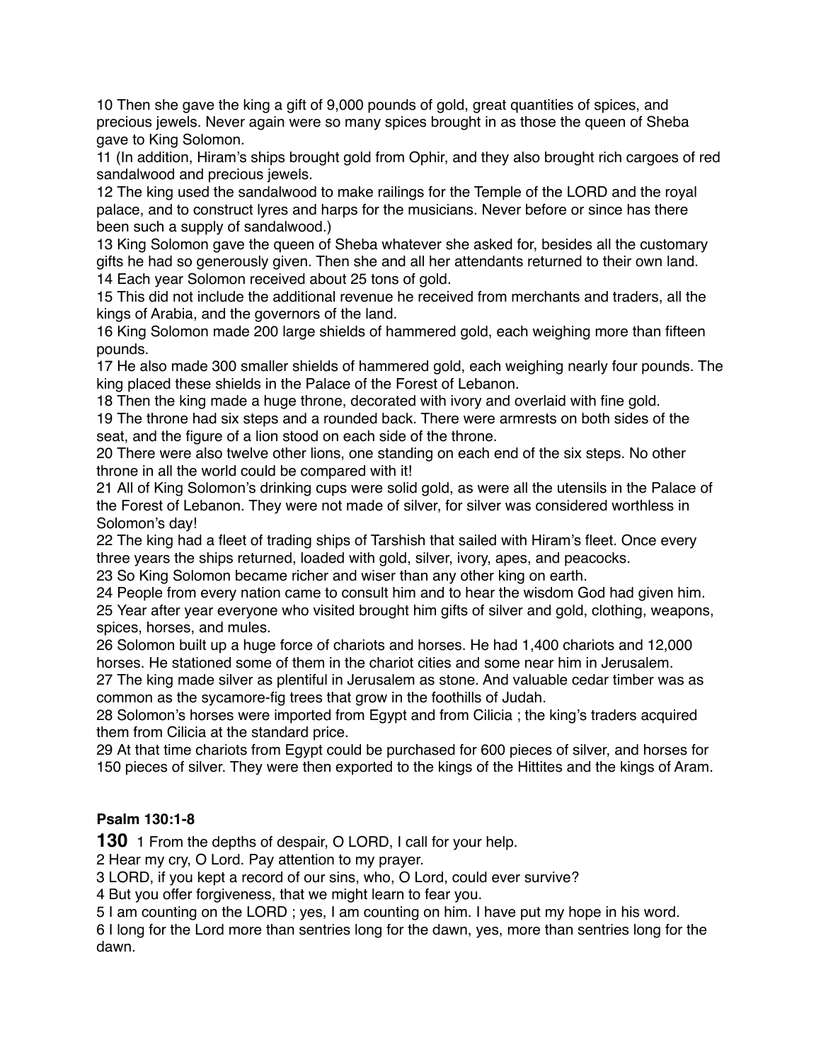10 Then she gave the king a gift of 9,000 pounds of gold, great quantities of spices, and precious jewels. Never again were so many spices brought in as those the queen of Sheba gave to King Solomon.
11 (In addition, Hiram's ships brought gold from Ophir, and they also brought rich cargoes of red sandalwood and precious jewels.
12 The king used the sandalwood to make railings for the Temple of the LORD and the royal palace, and to construct lyres and harps for the musicians. Never before or since has there been such a supply of sandalwood.)
13 King Solomon gave the queen of Sheba whatever she asked for, besides all the customary gifts he had so generously given. Then she and all her attendants returned to their own land.
14 Each year Solomon received about 25 tons of gold.
15 This did not include the additional revenue he received from merchants and traders, all the kings of Arabia, and the governors of the land.
16 King Solomon made 200 large shields of hammered gold, each weighing more than fifteen pounds.
17 He also made 300 smaller shields of hammered gold, each weighing nearly four pounds. The king placed these shields in the Palace of the Forest of Lebanon.
18 Then the king made a huge throne, decorated with ivory and overlaid with fine gold.
19 The throne had six steps and a rounded back. There were armrests on both sides of the seat, and the figure of a lion stood on each side of the throne.
20 There were also twelve other lions, one standing on each end of the six steps. No other throne in all the world could be compared with it!
21 All of King Solomon's drinking cups were solid gold, as were all the utensils in the Palace of the Forest of Lebanon. They were not made of silver, for silver was considered worthless in Solomon's day!
22 The king had a fleet of trading ships of Tarshish that sailed with Hiram's fleet. Once every three years the ships returned, loaded with gold, silver, ivory, apes, and peacocks.
23 So King Solomon became richer and wiser than any other king on earth.
24 People from every nation came to consult him and to hear the wisdom God had given him.
25 Year after year everyone who visited brought him gifts of silver and gold, clothing, weapons, spices, horses, and mules.
26 Solomon built up a huge force of chariots and horses. He had 1,400 chariots and 12,000 horses. He stationed some of them in the chariot cities and some near him in Jerusalem.
27 The king made silver as plentiful in Jerusalem as stone. And valuable cedar timber was as common as the sycamore-fig trees that grow in the foothills of Judah.
28 Solomon's horses were imported from Egypt and from Cilicia ; the king's traders acquired them from Cilicia at the standard price.
29 At that time chariots from Egypt could be purchased for 600 pieces of silver, and horses for 150 pieces of silver. They were then exported to the kings of the Hittites and the kings of Aram.

**Psalm 130:1-8**

**130** 1 From the depths of despair, O LORD, I call for your help.
2 Hear my cry, O Lord. Pay attention to my prayer.
3 LORD, if you kept a record of our sins, who, O Lord, could ever survive?
4 But you offer forgiveness, that we might learn to fear you.
5 I am counting on the LORD ; yes, I am counting on him. I have put my hope in his word.
6 I long for the Lord more than sentries long for the dawn, yes, more than sentries long for the dawn.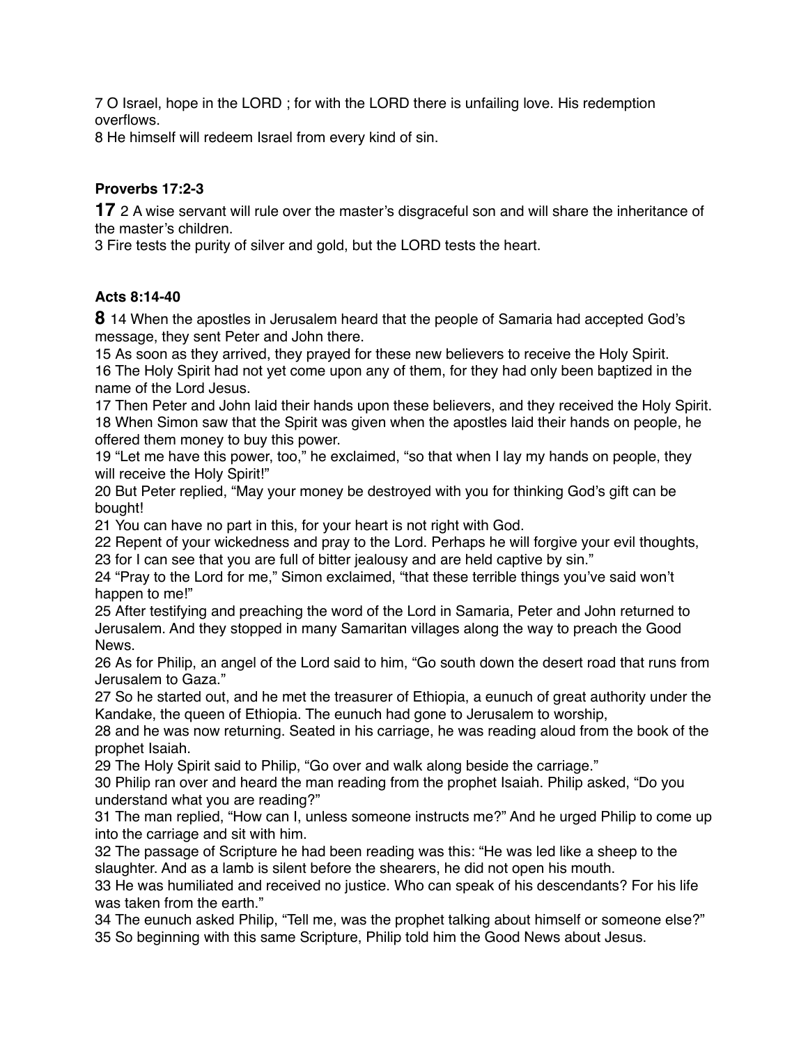7 O Israel, hope in the LORD ; for with the LORD there is unfailing love. His redemption overflows.
8 He himself will redeem Israel from every kind of sin.

**Proverbs 17:2-3**

**17** 2 A wise servant will rule over the master's disgraceful son and will share the inheritance of the master's children.
3 Fire tests the purity of silver and gold, but the LORD tests the heart.

**Acts 8:14-40**

**8** 14 When the apostles in Jerusalem heard that the people of Samaria had accepted God's message, they sent Peter and John there.
15 As soon as they arrived, they prayed for these new believers to receive the Holy Spirit.
16 The Holy Spirit had not yet come upon any of them, for they had only been baptized in the name of the Lord Jesus.
17 Then Peter and John laid their hands upon these believers, and they received the Holy Spirit.
18 When Simon saw that the Spirit was given when the apostles laid their hands on people, he offered them money to buy this power.
19 "Let me have this power, too," he exclaimed, "so that when I lay my hands on people, they will receive the Holy Spirit!"
20 But Peter replied, "May your money be destroyed with you for thinking God's gift can be bought!
21 You can have no part in this, for your heart is not right with God.
22 Repent of your wickedness and pray to the Lord. Perhaps he will forgive your evil thoughts,
23 for I can see that you are full of bitter jealousy and are held captive by sin."
24 "Pray to the Lord for me," Simon exclaimed, "that these terrible things you've said won't happen to me!"
25 After testifying and preaching the word of the Lord in Samaria, Peter and John returned to Jerusalem. And they stopped in many Samaritan villages along the way to preach the Good News.
26 As for Philip, an angel of the Lord said to him, "Go south down the desert road that runs from Jerusalem to Gaza."
27 So he started out, and he met the treasurer of Ethiopia, a eunuch of great authority under the Kandake, the queen of Ethiopia. The eunuch had gone to Jerusalem to worship,
28 and he was now returning. Seated in his carriage, he was reading aloud from the book of the prophet Isaiah.
29 The Holy Spirit said to Philip, "Go over and walk along beside the carriage."
30 Philip ran over and heard the man reading from the prophet Isaiah. Philip asked, "Do you understand what you are reading?"
31 The man replied, "How can I, unless someone instructs me?" And he urged Philip to come up into the carriage and sit with him.
32 The passage of Scripture he had been reading was this: "He was led like a sheep to the slaughter. And as a lamb is silent before the shearers, he did not open his mouth.
33 He was humiliated and received no justice. Who can speak of his descendants? For his life was taken from the earth."
34 The eunuch asked Philip, "Tell me, was the prophet talking about himself or someone else?"
35 So beginning with this same Scripture, Philip told him the Good News about Jesus.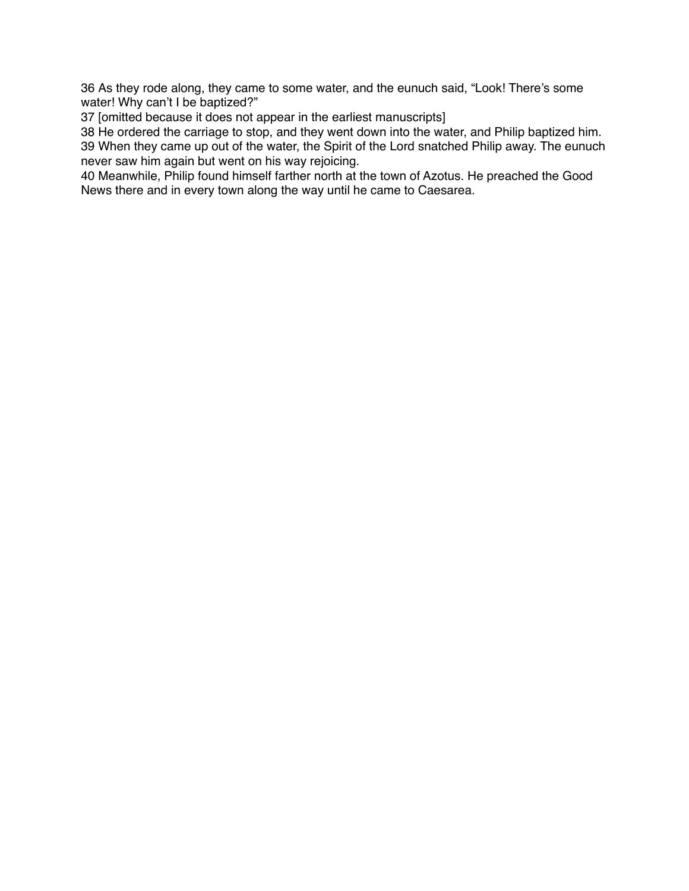36 As they rode along, they came to some water, and the eunuch said, “Look! There’s some water! Why can’t I be baptized?”
37 [omitted because it does not appear in the earliest manuscripts]
38 He ordered the carriage to stop, and they went down into the water, and Philip baptized him.
39 When they came up out of the water, the Spirit of the Lord snatched Philip away. The eunuch never saw him again but went on his way rejoicing.
40 Meanwhile, Philip found himself farther north at the town of Azotus. He preached the Good News there and in every town along the way until he came to Caesarea.